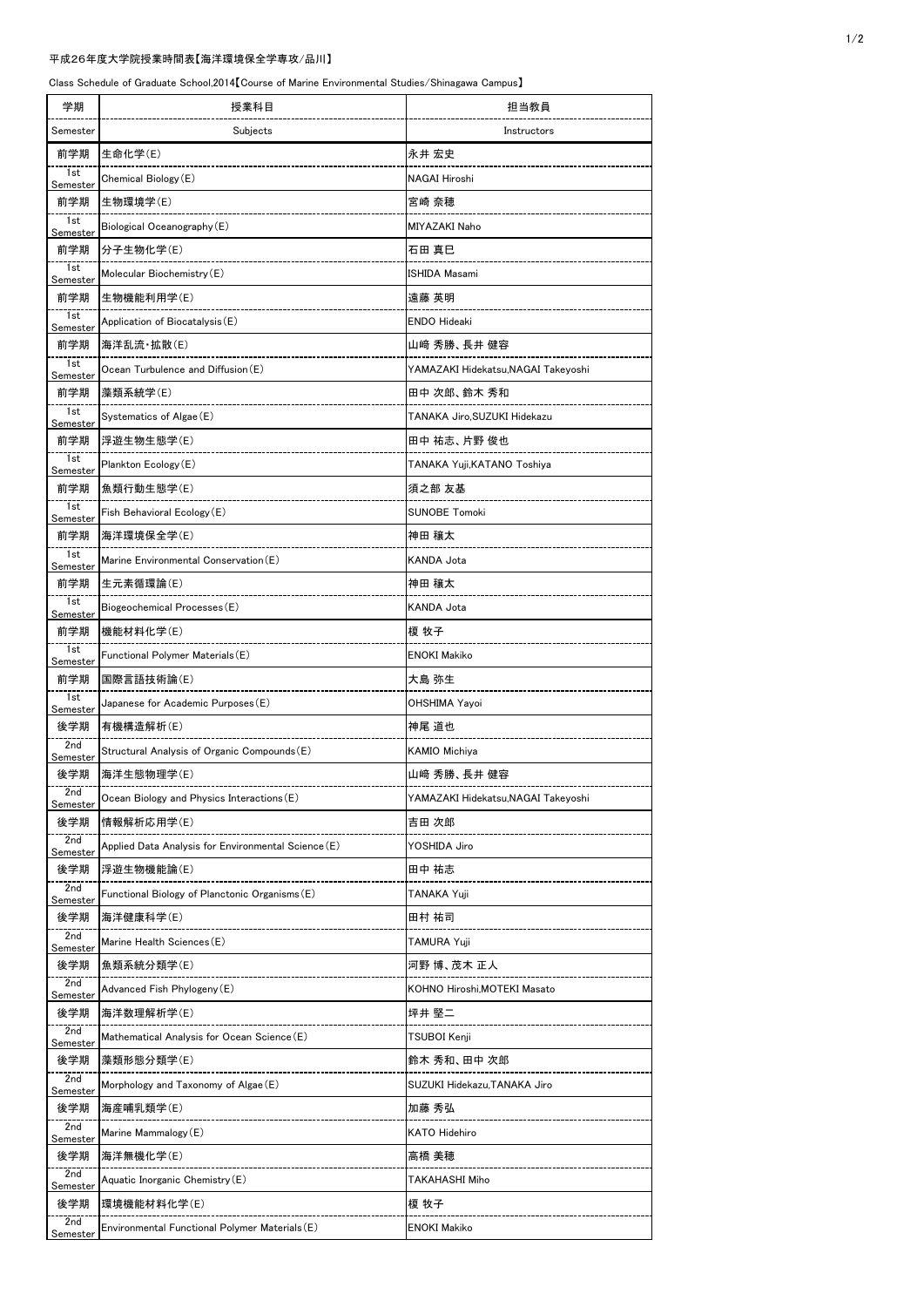平成26年度大学院授業時間表【海洋環境保全学専攻/品川】

Class Schedule of Graduate School,2014【Course of Marine Environmental Studies/Shinagawa Campus】

| 学期<br>Semester | 授業科目<br>Subjects | 担当教員<br>Instructors |
|---|---|---|
| 前学期<br>1st Semester | 生命化学(E)<br>Chemical Biology(E) | 永井 宏史<br>NAGAI Hiroshi |
| 前学期<br>1st Semester | 生物環境学(E)<br>Biological Oceanography(E) | 宮崎 奈穂<br>MIYAZAKI Naho |
| 前学期<br>1st Semester | 分子生物化学(E)<br>Molecular Biochemistry(E) | 石田 真巳<br>ISHIDA Masami |
| 前学期<br>1st Semester | 生物機能利用学(E)<br>Application of Biocatalysis(E) | 遠藤 英明<br>ENDO Hideaki |
| 前学期<br>1st Semester | 海洋乱流・拡散(E)<br>Ocean Turbulence and Diffusion(E) | 山崎 秀勝、長井 健容<br>YAMAZAKI Hidekatsu,NAGAI Takeyoshi |
| 前学期<br>1st Semester | 藻類系統学(E)<br>Systematics of Algae(E) | 田中 次郎、鈴木 秀和<br>TANAKA Jiro,SUZUKI Hidekazu |
| 前学期<br>1st Semester | 浮遊生物生態学(E)<br>Plankton Ecology(E) | 田中 祐志、片野 俊也<br>TANAKA Yuji,KATANO Toshiya |
| 前学期<br>1st Semester | 魚類行動生態学(E)<br>Fish Behavioral Ecology(E) | 須之部 友基<br>SUNOBE Tomoki |
| 前学期<br>1st Semester | 海洋環境保全学(E)<br>Marine Environmental Conservation(E) | 神田 穣太<br>KANDA Jota |
| 前学期<br>1st Semester | 生元素循環論(E)<br>Biogeochemical Processes(E) | 神田 穣太<br>KANDA Jota |
| 前学期<br>1st Semester | 機能材料化学(E)<br>Functional Polymer Materials(E) | 榎 牧子<br>ENOKI Makiko |
| 前学期<br>1st Semester | 国際言語技術論(E)<br>Japanese for Academic Purposes(E) | 大島 弥生<br>OHSHIMA Yayoi |
| 後学期<br>2nd Semester | 有機構造解析(E)<br>Structural Analysis of Organic Compounds(E) | 神尾 道也<br>KAMIO Michiya |
| 後学期<br>2nd Semester | 海洋生態物理学(E)<br>Ocean Biology and Physics Interactions(E) | 山崎 秀勝、長井 健容<br>YAMAZAKI Hidekatsu,NAGAI Takeyoshi |
| 後学期<br>2nd Semester | 情報解析応用学(E)<br>Applied Data Analysis for Environmental Science(E) | 吉田 次郎<br>YOSHIDA Jiro |
| 後学期<br>2nd Semester | 浮遊生物機能論(E)<br>Functional Biology of Planctonic Organisms(E) | 田中 祐志<br>TANAKA Yuji |
| 後学期<br>2nd Semester | 海洋健康科学(E)<br>Marine Health Sciences(E) | 田村 祐司<br>TAMURA Yuji |
| 後学期<br>2nd Semester | 魚類系統分類学(E)<br>Advanced Fish Phylogeny(E) | 河野 博、茂木 正人<br>KOHNO Hiroshi,MOTEKI Masato |
| 後学期<br>2nd Semester | 海洋数理解析学(E)<br>Mathematical Analysis for Ocean Science(E) | 坪井 堅二<br>TSUBOI Kenji |
| 後学期<br>2nd Semester | 藻類形態分類学(E)<br>Morphology and Taxonomy of Algae(E) | 鈴木 秀和、田中 次郎<br>SUZUKI Hidekazu,TANAKA Jiro |
| 後学期<br>2nd Semester | 海産哺乳類学(E)<br>Marine Mammalogy(E) | 加藤 秀弘<br>KATO Hidehiro |
| 後学期<br>2nd Semester | 海洋無機化学(E)<br>Aquatic Inorganic Chemistry(E) | 高橋 美穂<br>TAKAHASHI Miho |
| 後学期<br>2nd Semester | 環境機能材料化学(E)<br>Environmental Functional Polymer Materials(E) | 榎 牧子<br>ENOKI Makiko |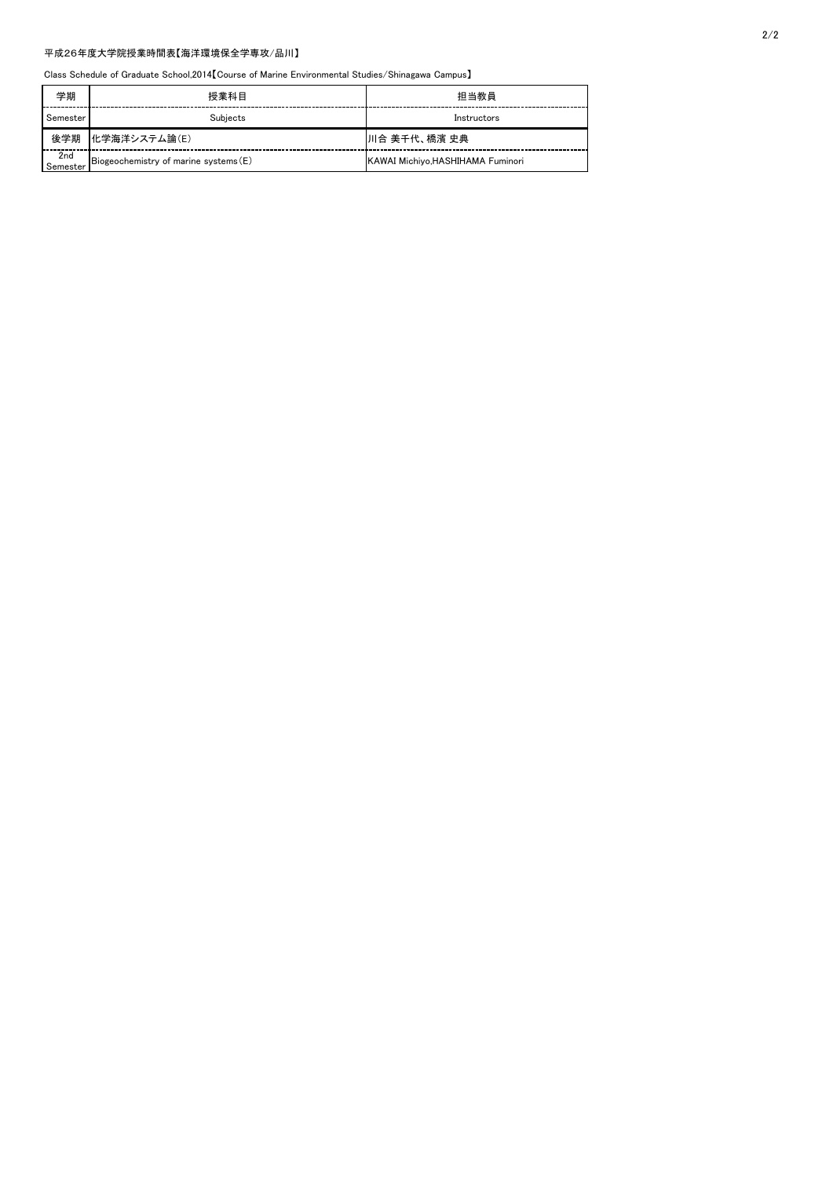平成26年度大学院授業時間表【海洋環境保全学専攻/品川】

Class Schedule of Graduate School,2014【Course of Marine Environmental Studies/Shinagawa Campus】

| 学期<br>Semester | 授業科目<br>Subjects | 担当教員<br>Instructors |
| --- | --- | --- |
| 後学期<br>2nd Semester | 化学海洋システム論(E)<br>Biogeochemistry of marine systems(E) | 川合 美千代、橋濱 史典<br>KAWAI Michiyo,HASHIHAMA Fuminori |